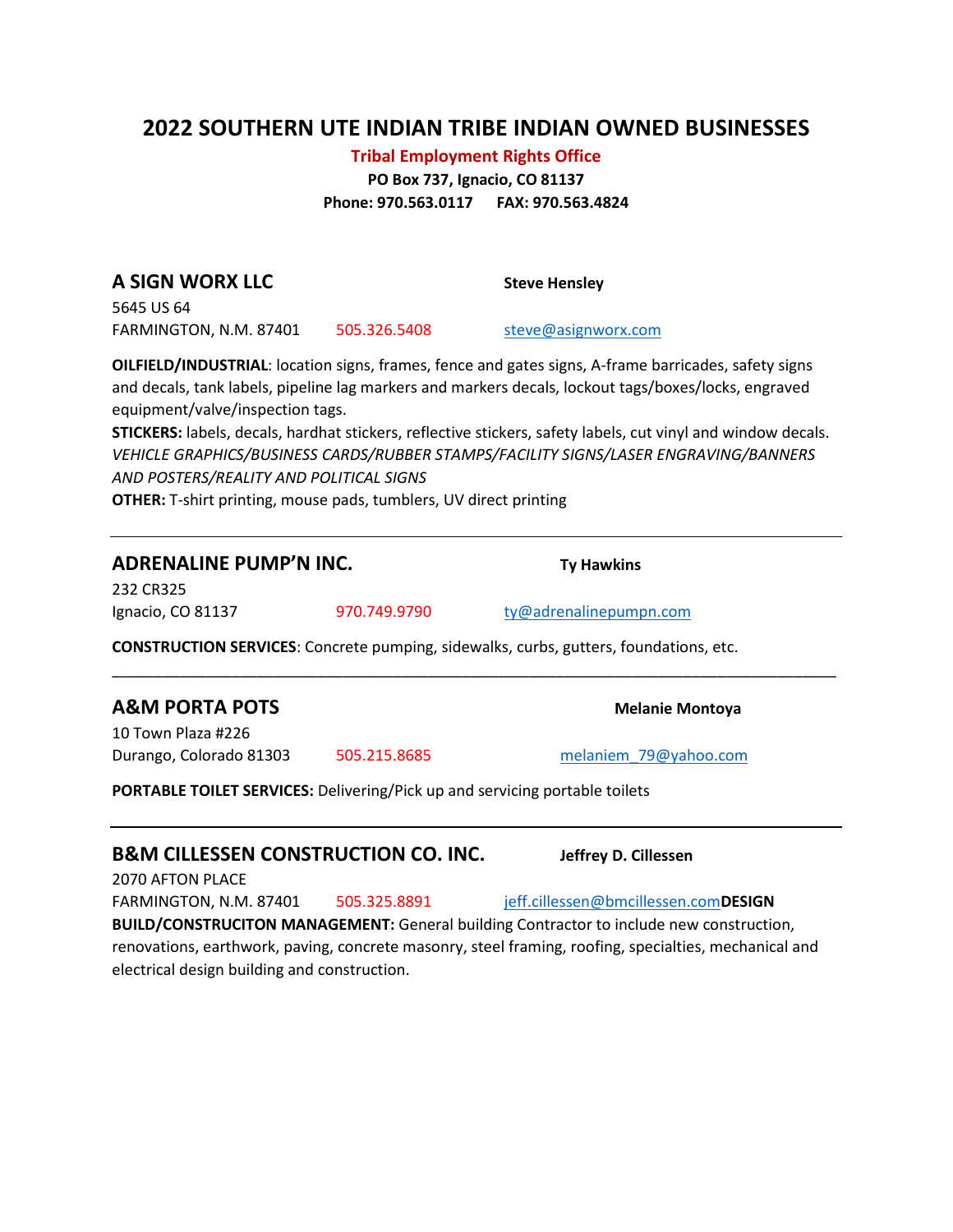# 2022 SOUTHERN UTE INDIAN TRIBE INDIAN OWNED BUSINESSES

**Tribal Employment Rights Office**

**PO Box 737, Ignacio, CO 81137**

**Phone: 970.563.0117 FAX: 970.563.4824**

## A SIGN WORX LLC

**Steve Hensley**

5645 US 64
FARMINGTON, N.M. 87401 505.326.5408 steve@asignworx.com

**OILFIELD/INDUSTRIAL**: location signs, frames, fence and gates signs, A-frame barricades, safety signs and decals, tank labels, pipeline lag markers and markers decals, lockout tags/boxes/locks, engraved equipment/valve/inspection tags.
**STICKERS:** labels, decals, hardhat stickers, reflective stickers, safety labels, cut vinyl and window decals.
*VEHICLE GRAPHICS/BUSINESS CARDS/RUBBER STAMPS/FACILITY SIGNS/LASER ENGRAVING/BANNERS AND POSTERS/REALITY AND POLITICAL SIGNS*
**OTHER:** T-shirt printing, mouse pads, tumblers, UV direct printing

---

## ADRENALINE PUMP'N INC.

**Ty Hawkins**

232 CR325
Ignacio, CO 81137 970.749.9790 ty@adrenalinepumpn.com

**CONSTRUCTION SERVICES**: Concrete pumping, sidewalks, curbs, gutters, foundations, etc.

---

## A&M PORTA POTS

**Melanie Montoya**

10 Town Plaza #226
Durango, Colorado 81303 505.215.8685 melaniem_79@yahoo.com

**PORTABLE TOILET SERVICES:** Delivering/Pick up and servicing portable toilets

---

## B&M CILLESSEN CONSTRUCTION CO. INC.

**Jeffrey D. Cillessen**

2070 AFTON PLACE
FARMINGTON, N.M. 87401 505.325.8891 jeff.cillessen@bmcillessen.com**DESIGN BUILD/CONSTRUCITON MANAGEMENT:** General building Contractor to include new construction, renovations, earthwork, paving, concrete masonry, steel framing, roofing, specialties, mechanical and electrical design building and construction.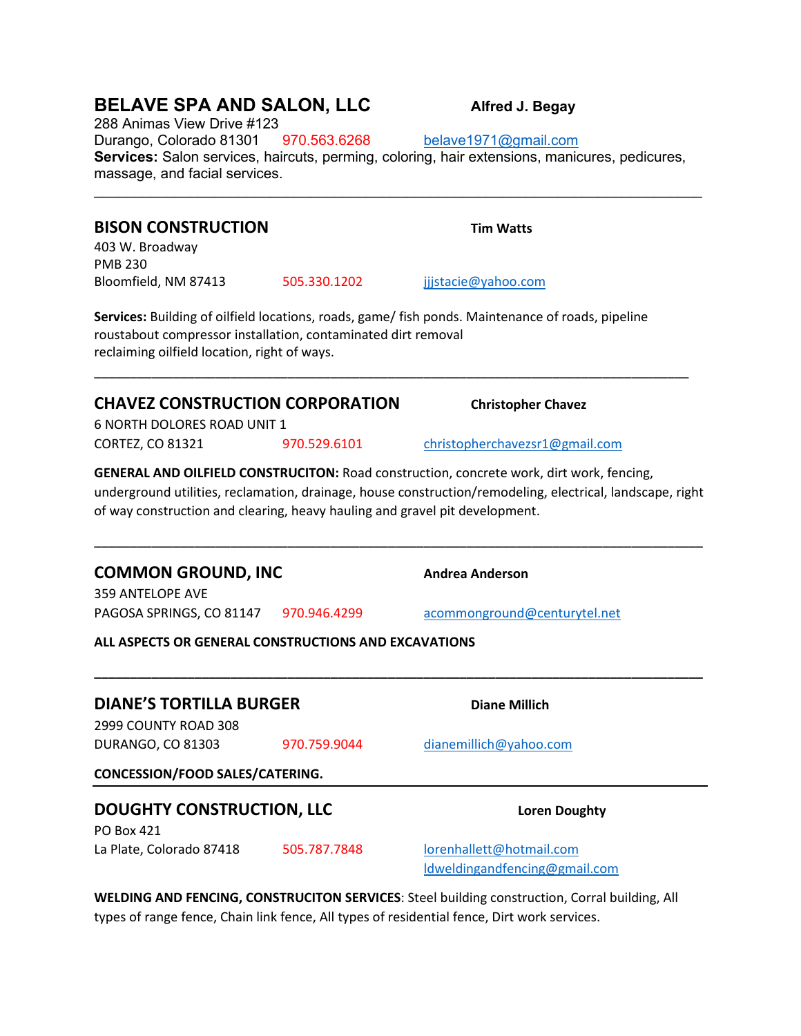## BELAVE SPA AND SALON, LLC

**Alfred J. Begay**

288 Animas View Drive #123
Durango, Colorado 81301 970.563.6268 belave1971@gmail.com

**Services:** Salon services, haircuts, perming, coloring, hair extensions, manicures, pedicures, massage, and facial services.

---

## BISON CONSTRUCTION

**Tim Watts**

403 W. Broadway
PMB 230
Bloomfield, NM 87413 505.330.1202 jjjstacie@yahoo.com

**Services:** Building of oilfield locations, roads, game/ fish ponds. Maintenance of roads, pipeline roustabout compressor installation, contaminated dirt removal
reclaiming oilfield location, right of ways.

---

## CHAVEZ CONSTRUCTION CORPORATION

**Christopher Chavez**

6 NORTH DOLORES ROAD UNIT 1
CORTEZ, CO 81321 970.529.6101 christopherchavezsr1@gmail.com

**GENERAL AND OILFIELD CONSTRUCITON:** Road construction, concrete work, dirt work, fencing, underground utilities, reclamation, drainage, house construction/remodeling, electrical, landscape, right of way construction and clearing, heavy hauling and gravel pit development.

---

## COMMON GROUND, INC

**Andrea Anderson**

359 ANTELOPE AVE
PAGOSA SPRINGS, CO 81147 970.946.4299 acommonground@centurytel.net

**ALL ASPECTS OR GENERAL CONSTRUCTIONS AND EXCAVATIONS**

---

## DIANE'S TORTILLA BURGER

**Diane Millich**

2999 COUNTY ROAD 308
DURANGO, CO 81303 970.759.9044 dianemillich@yahoo.com

**CONCESSION/FOOD SALES/CATERING.**

---

## DOUGHTY CONSTRUCTION, LLC

**Loren Doughty**

PO Box 421
La Plate, Colorado 87418 505.787.7848 lorenhallett@hotmail.com
ldweldingandfencing@gmail.com

**WELDING AND FENCING, CONSTRUCITON SERVICES**: Steel building construction, Corral building, All types of range fence, Chain link fence, All types of residential fence, Dirt work services.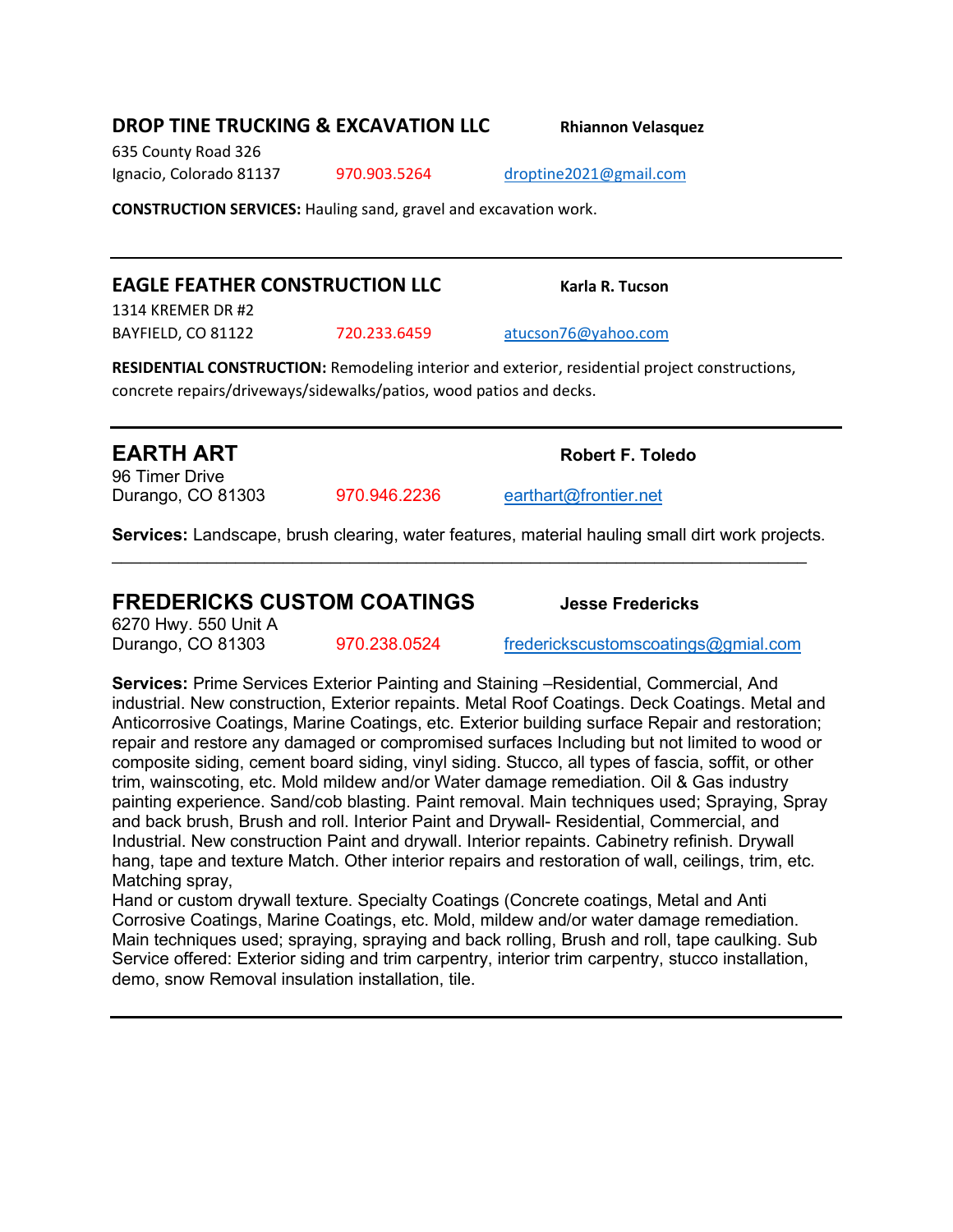## DROP TINE TRUCKING & EXCAVATION LLC

**Rhiannon Velasquez**

635 County Road 326
Ignacio, Colorado 81137    970.903.5264    droptine2021@gmail.com

**CONSTRUCTION SERVICES:** Hauling sand, gravel and excavation work.

---

## EAGLE FEATHER CONSTRUCTION LLC

**Karla R. Tucson**

1314 KREMER DR #2
BAYFIELD, CO 81122    720.233.6459    atucson76@yahoo.com

**RESIDENTIAL CONSTRUCTION:** Remodeling interior and exterior, residential project constructions, concrete repairs/driveways/sidewalks/patios, wood patios and decks.

---

## EARTH ART

**Robert F. Toledo**

96 Timer Drive
Durango, CO 81303    970.946.2236    earthart@frontier.net

**Services:** Landscape, brush clearing, water features, material hauling small dirt work projects.

---

## FREDERICKS CUSTOM COATINGS

**Jesse Fredericks**

6270 Hwy. 550 Unit A
Durango, CO 81303    970.238.0524    frederickscustomscoatings@gmial.com

**Services:** Prime Services Exterior Painting and Staining –Residential, Commercial, And industrial. New construction, Exterior repaints. Metal Roof Coatings. Deck Coatings. Metal and Anticorrosive Coatings, Marine Coatings, etc. Exterior building surface Repair and restoration; repair and restore any damaged or compromised surfaces Including but not limited to wood or composite siding, cement board siding, vinyl siding. Stucco, all types of fascia, soffit, or other trim, wainscoting, etc. Mold mildew and/or Water damage remediation. Oil & Gas industry painting experience. Sand/cob blasting. Paint removal. Main techniques used; Spraying, Spray and back brush, Brush and roll. Interior Paint and Drywall- Residential, Commercial, and Industrial. New construction Paint and drywall. Interior repaints. Cabinetry refinish. Drywall hang, tape and texture Match. Other interior repairs and restoration of wall, ceilings, trim, etc. Matching spray,
Hand or custom drywall texture. Specialty Coatings (Concrete coatings, Metal and Anti Corrosive Coatings, Marine Coatings, etc. Mold, mildew and/or water damage remediation. Main techniques used; spraying, spraying and back rolling, Brush and roll, tape caulking. Sub Service offered: Exterior siding and trim carpentry, interior trim carpentry, stucco installation, demo, snow Removal insulation installation, tile.

---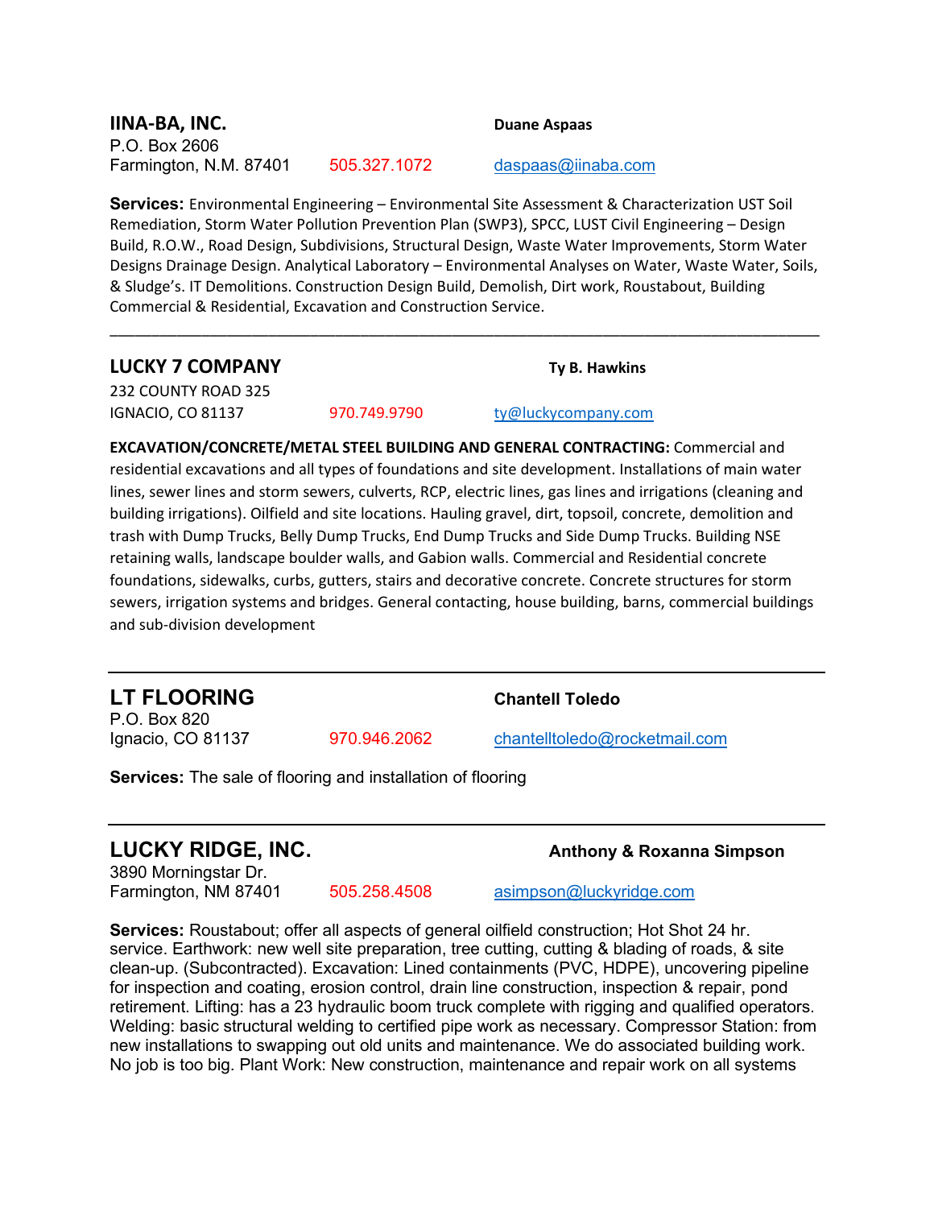## IINA-BA, INC.

**Duane Aspaas**

P.O. Box 2606
Farmington, N.M. 87401 505.327.1072 daspaas@iinaba.com

**Services:** Environmental Engineering – Environmental Site Assessment & Characterization UST Soil Remediation, Storm Water Pollution Prevention Plan (SWP3), SPCC, LUST Civil Engineering – Design Build, R.O.W., Road Design, Subdivisions, Structural Design, Waste Water Improvements, Storm Water Designs Drainage Design. Analytical Laboratory – Environmental Analyses on Water, Waste Water, Soils, & Sludge's. IT Demolitions. Construction Design Build, Demolish, Dirt work, Roustabout, Building Commercial & Residential, Excavation and Construction Service.

---

## LUCKY 7 COMPANY

**Ty B. Hawkins**

232 COUNTY ROAD 325
IGNACIO, CO 81137 970.749.9790 ty@luckycompany.com

**EXCAVATION/CONCRETE/METAL STEEL BUILDING AND GENERAL CONTRACTING:** Commercial and residential excavations and all types of foundations and site development. Installations of main water lines, sewer lines and storm sewers, culverts, RCP, electric lines, gas lines and irrigations (cleaning and building irrigations). Oilfield and site locations. Hauling gravel, dirt, topsoil, concrete, demolition and trash with Dump Trucks, Belly Dump Trucks, End Dump Trucks and Side Dump Trucks. Building NSE retaining walls, landscape boulder walls, and Gabion walls. Commercial and Residential concrete foundations, sidewalks, curbs, gutters, stairs and decorative concrete. Concrete structures for storm sewers, irrigation systems and bridges. General contacting, house building, barns, commercial buildings and sub-division development

---

## LT FLOORING

**Chantell Toledo**

P.O. Box 820
Ignacio, CO 81137 970.946.2062 chantelltoledo@rocketmail.com

**Services:** The sale of flooring and installation of flooring

---

## LUCKY RIDGE, INC.

**Anthony & Roxanna Simpson**

3890 Morningstar Dr.
Farmington, NM 87401 505.258.4508 asimpson@luckyridge.com

**Services:** Roustabout; offer all aspects of general oilfield construction; Hot Shot 24 hr. service. Earthwork: new well site preparation, tree cutting, cutting & blading of roads, & site clean-up. (Subcontracted). Excavation: Lined containments (PVC, HDPE), uncovering pipeline for inspection and coating, erosion control, drain line construction, inspection & repair, pond retirement. Lifting: has a 23 hydraulic boom truck complete with rigging and qualified operators. Welding: basic structural welding to certified pipe work as necessary. Compressor Station: from new installations to swapping out old units and maintenance. We do associated building work. No job is too big. Plant Work: New construction, maintenance and repair work on all systems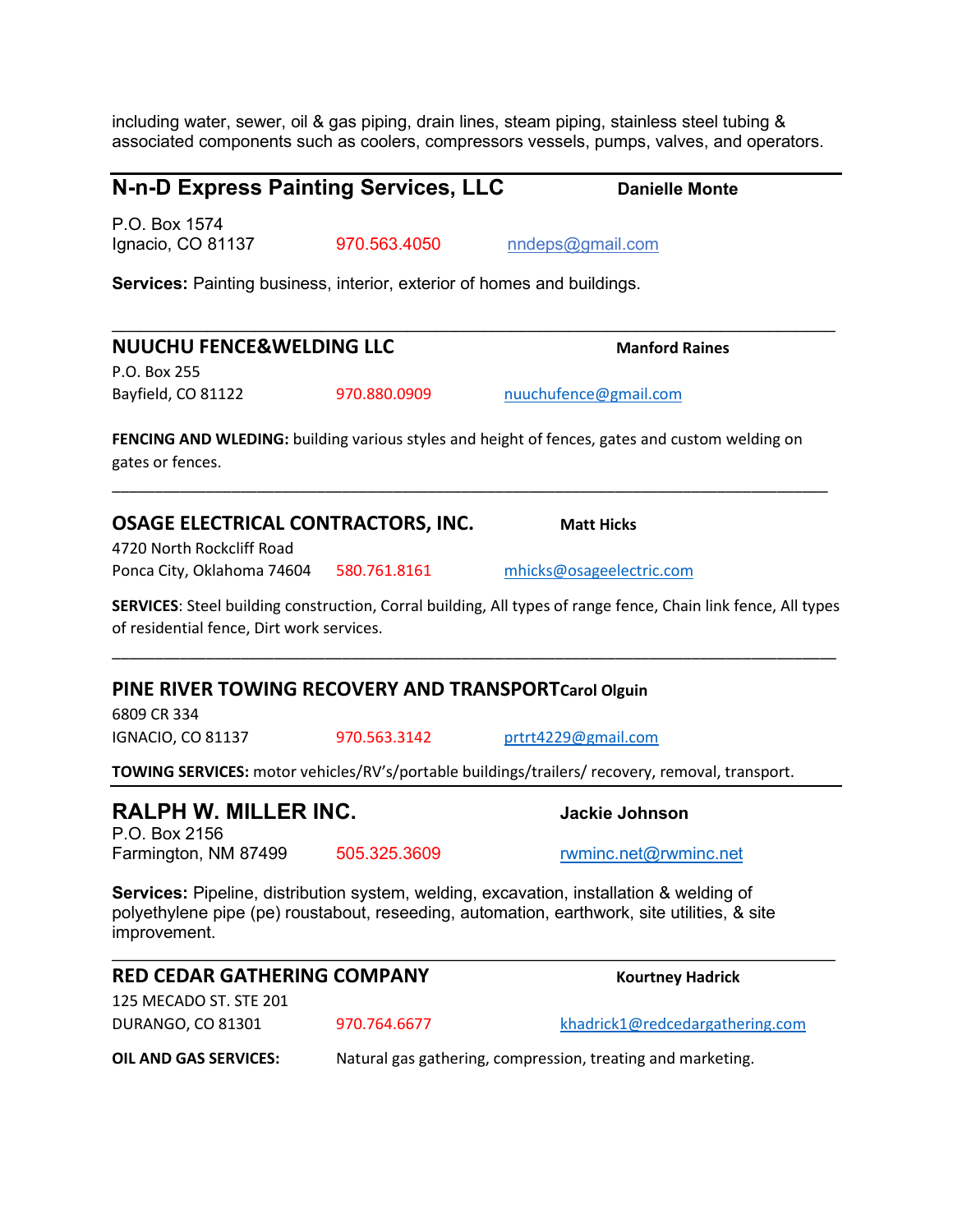including water, sewer, oil & gas piping, drain lines, steam piping, stainless steel tubing & associated components such as coolers, compressors vessels, pumps, valves, and operators.

---

## N-n-D Express Painting Services, LLC

**Danielle Monte**

P.O. Box 1574
Ignacio, CO 81137 970.563.4050 nndeps@gmail.com

**Services:** Painting business, interior, exterior of homes and buildings.

---

## NUUCHU FENCE&WELDING LLC

**Manford Raines**

P.O. Box 255
Bayfield, CO 81122 970.880.0909 nuuchufence@gmail.com

**FENCING AND WLEDING:** building various styles and height of fences, gates and custom welding on gates or fences.

---

## OSAGE ELECTRICAL CONTRACTORS, INC.

**Matt Hicks**

4720 North Rockcliff Road
Ponca City, Oklahoma 74604 580.761.8161 mhicks@osageelectric.com

**SERVICES**: Steel building construction, Corral building, All types of range fence, Chain link fence, All types of residential fence, Dirt work services.

---

## PINE RIVER TOWING RECOVERY AND TRANSPORT

**Carol Olguin**

6809 CR 334
IGNACIO, CO 81137 970.563.3142 prtrt4229@gmail.com

**TOWING SERVICES:** motor vehicles/RV's/portable buildings/trailers/ recovery, removal, transport.

---

## RALPH W. MILLER INC.

**Jackie Johnson**

P.O. Box 2156
Farmington, NM 87499 505.325.3609 rwminc.net@rwminc.net

**Services:** Pipeline, distribution system, welding, excavation, installation & welding of polyethylene pipe (pe) roustabout, reseeding, automation, earthwork, site utilities, & site improvement.

---

## RED CEDAR GATHERING COMPANY

**Kourtney Hadrick**

125 MECADO ST. STE 201
DURANGO, CO 81301 970.764.6677 khadrick1@redcedargathering.com

**OIL AND GAS SERVICES:** Natural gas gathering, compression, treating and marketing.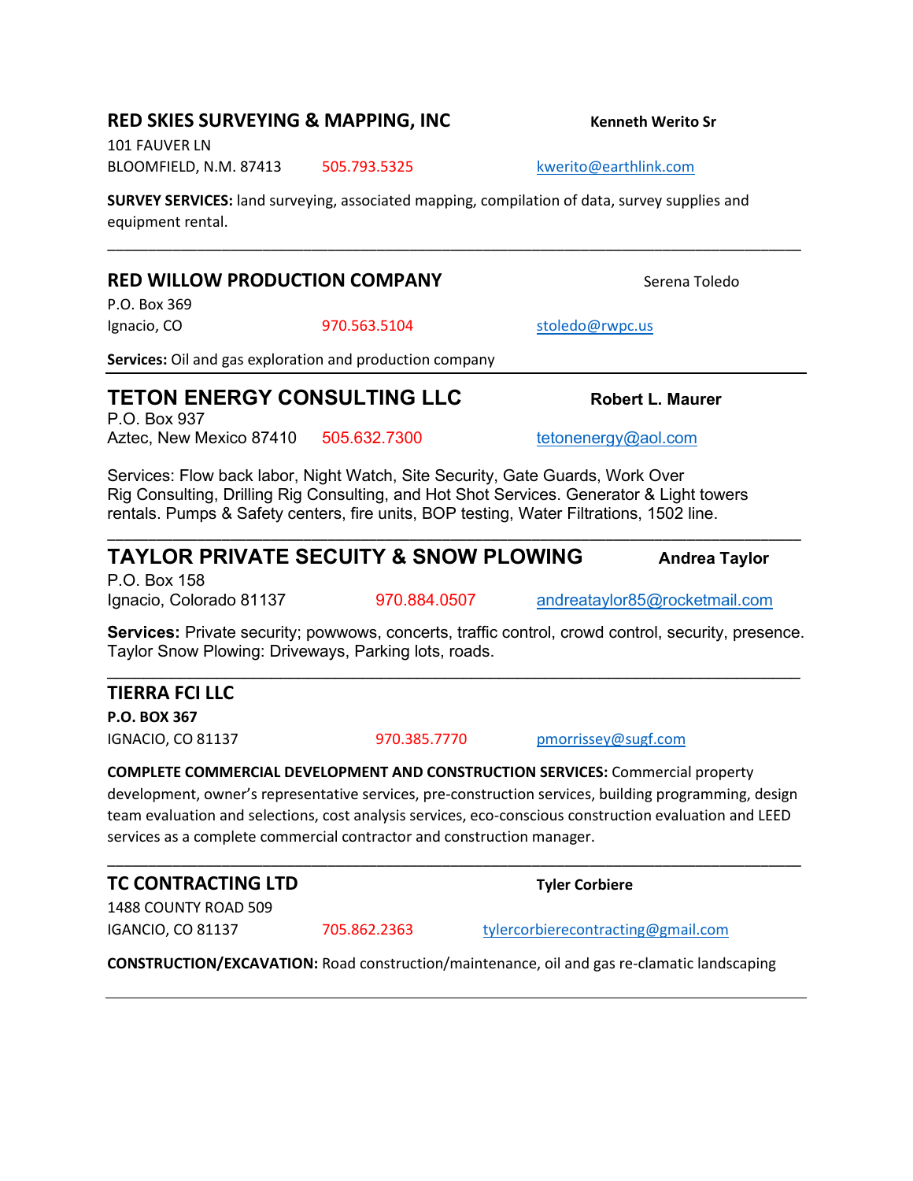## RED SKIES SURVEYING & MAPPING, INC

**Kenneth Werito Sr**

101 FAUVER LN
BLOOMFIELD, N.M. 87413 505.793.5325 kwerito@earthlink.com

**SURVEY SERVICES:** land surveying, associated mapping, compilation of data, survey supplies and equipment rental.

---

## RED WILLOW PRODUCTION COMPANY

Serena Toledo

P.O. Box 369
Ignacio, CO 970.563.5104 stoledo@rwpc.us

**Services:** Oil and gas exploration and production company

---

## TETON ENERGY CONSULTING LLC

**Robert L. Maurer**

P.O. Box 937
Aztec, New Mexico 87410 505.632.7300 tetonenergy@aol.com

Services: Flow back labor, Night Watch, Site Security, Gate Guards, Work Over Rig Consulting, Drilling Rig Consulting, and Hot Shot Services. Generator & Light towers rentals. Pumps & Safety centers, fire units, BOP testing, Water Filtrations, 1502 line.

---

## TAYLOR PRIVATE SECUITY & SNOW PLOWING

**Andrea Taylor**

P.O. Box 158
Ignacio, Colorado 81137 970.884.0507 andreataylor85@rocketmail.com

**Services:** Private security; powwows, concerts, traffic control, crowd control, security, presence. Taylor Snow Plowing: Driveways, Parking lots, roads.

---

## TIERRA FCI LLC

**P.O. BOX 367**
IGNACIO, CO 81137 970.385.7770 pmorrissey@sugf.com

**COMPLETE COMMERCIAL DEVELOPMENT AND CONSTRUCTION SERVICES:** Commercial property development, owner's representative services, pre-construction services, building programming, design team evaluation and selections, cost analysis services, eco-conscious construction evaluation and LEED services as a complete commercial contractor and construction manager.

---

## TC CONTRACTING LTD

**Tyler Corbiere**

1488 COUNTY ROAD 509
IGANCIO, CO 81137 705.862.2363 tylercorbierecontracting@gmail.com

**CONSTRUCTION/EXCAVATION:** Road construction/maintenance, oil and gas re-clamatic landscaping

---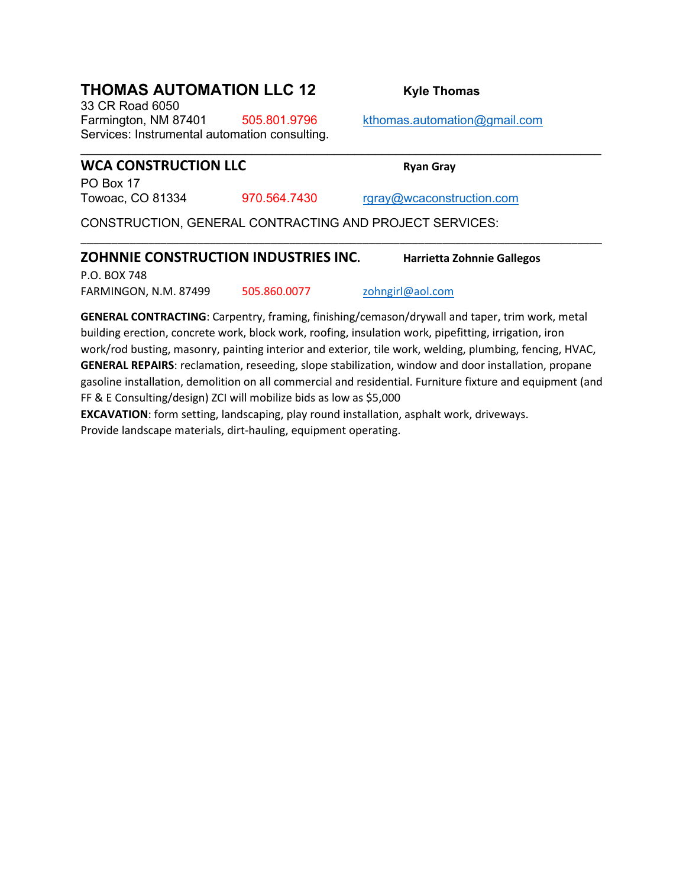**THOMAS AUTOMATION LLC 12** **Kyle Thomas**

33 CR Road 6050
Farmington, NM 87401 505.801.9796 kthomas.automation@gmail.com
Services: Instrumental automation consulting.

---

**WCA CONSTRUCTION LLC** **Ryan Gray**

PO Box 17
Towoac, CO 81334 970.564.7430 rgray@wcaconstruction.com

CONSTRUCTION, GENERAL CONTRACTING AND PROJECT SERVICES:

---

**ZOHNNIE CONSTRUCTION INDUSTRIES INC.** **Harrietta Zohnnie Gallegos**

P.O. BOX 748
FARMINGON, N.M. 87499 505.860.0077 zohngirl@aol.com

**GENERAL CONTRACTING**: Carpentry, framing, finishing/cemason/drywall and taper, trim work, metal building erection, concrete work, block work, roofing, insulation work, pipefitting, irrigation, iron work/rod busting, masonry, painting interior and exterior, tile work, welding, plumbing, fencing, HVAC, **GENERAL REPAIRS**: reclamation, reseeding, slope stabilization, window and door installation, propane gasoline installation, demolition on all commercial and residential. Furniture fixture and equipment (and FF & E Consulting/design) ZCI will mobilize bids as low as $5,000
**EXCAVATION**: form setting, landscaping, play round installation, asphalt work, driveways.
Provide landscape materials, dirt-hauling, equipment operating.